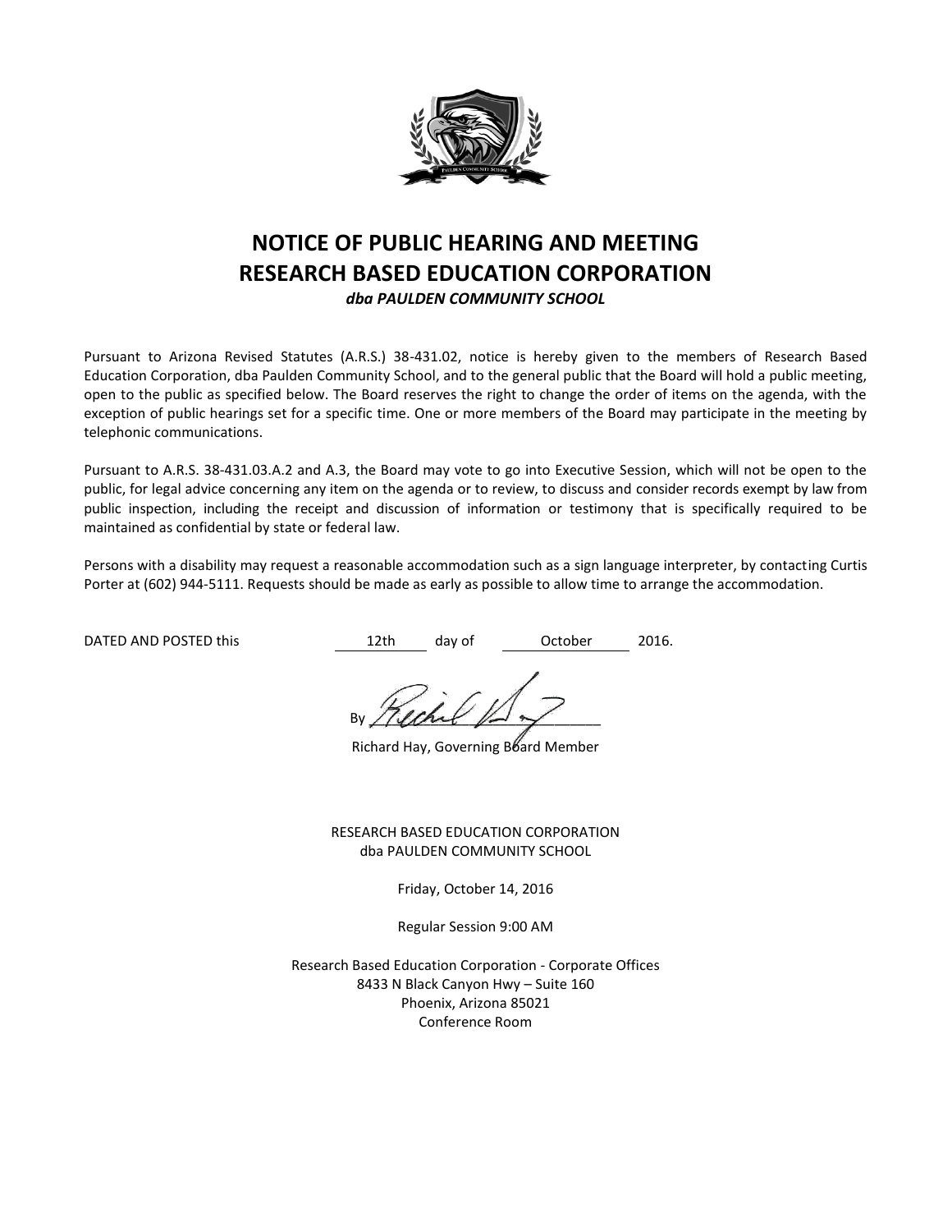# NOTICE OF PUBLIC HEARING AND MEETING
# RESEARCH BASED EDUCATION CORPORATION

***dba PAULDEN COMMUNITY SCHOOL***

Pursuant to Arizona Revised Statutes (A.R.S.) 38-431.02, notice is hereby given to the members of Research Based Education Corporation, dba Paulden Community School, and to the general public that the Board will hold a public meeting, open to the public as specified below. The Board reserves the right to change the order of items on the agenda, with the exception of public hearings set for a specific time. One or more members of the Board may participate in the meeting by telephonic communications.

Pursuant to A.R.S. 38-431.03.A.2 and A.3, the Board may vote to go into Executive Session, which will not be open to the public, for legal advice concerning any item on the agenda or to review, to discuss and consider records exempt by law from public inspection, including the receipt and discussion of information or testimony that is specifically required to be maintained as confidential by state or federal law.

Persons with a disability may request a reasonable accommodation such as a sign language interpreter, by contacting Curtis Porter at (602) 944-5111. Requests should be made as early as possible to allow time to arrange the accommodation.

DATED AND POSTED this 12th day of October 2016.

By ________________________

Richard Hay, Governing Board Member

RESEARCH BASED EDUCATION CORPORATION
dba PAULDEN COMMUNITY SCHOOL

Friday, October 14, 2016

Regular Session 9:00 AM

Research Based Education Corporation - Corporate Offices
8433 N Black Canyon Hwy – Suite 160
Phoenix, Arizona 85021
Conference Room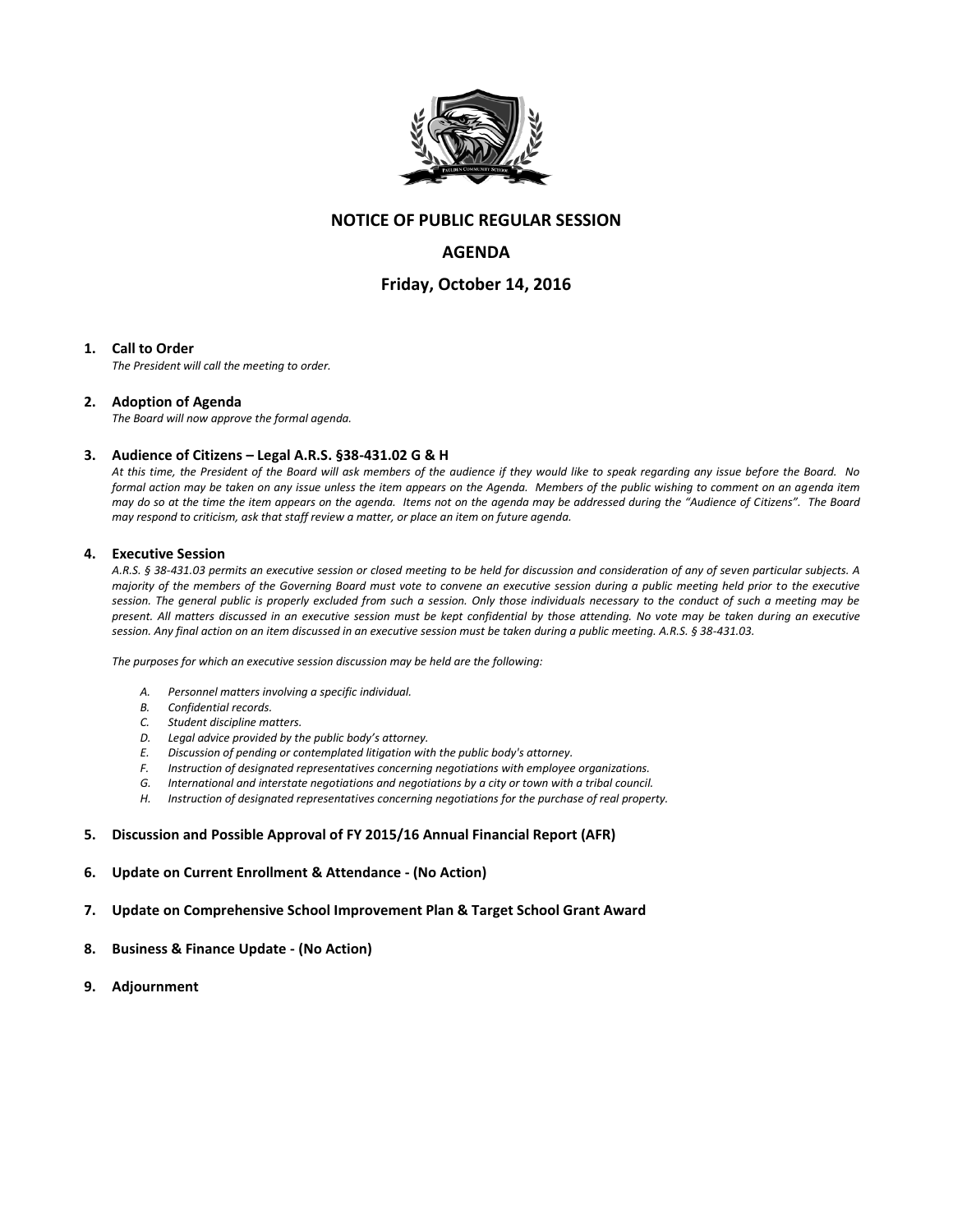# NOTICE OF PUBLIC REGULAR SESSION

# AGENDA

## Friday, October 14, 2016

1. **Call to Order**
   *The President will call the meeting to order.*

2. **Adoption of Agenda**
   *The Board will now approve the formal agenda.*

3. **Audience of Citizens – Legal A.R.S. §38-431.02 G & H**
   *At this time, the President of the Board will ask members of the audience if they would like to speak regarding any issue before the Board. No formal action may be taken on any issue unless the item appears on the Agenda. Members of the public wishing to comment on an agenda item may do so at the time the item appears on the agenda. Items not on the agenda may be addressed during the "Audience of Citizens". The Board may respond to criticism, ask that staff review a matter, or place an item on future agenda.*

4. **Executive Session**
   *A.R.S. § 38-431.03 permits an executive session or closed meeting to be held for discussion and consideration of any of seven particular subjects. A majority of the members of the Governing Board must vote to convene an executive session during a public meeting held prior to the executive session. The general public is properly excluded from such a session. Only those individuals necessary to the conduct of such a meeting may be present. All matters discussed in an executive session must be kept confidential by those attending. No vote may be taken during an executive session. Any final action on an item discussed in an executive session must be taken during a public meeting. A.R.S. § 38-431.03.*

   *The purposes for which an executive session discussion may be held are the following:*

   A. *Personnel matters involving a specific individual.*
   B. *Confidential records.*
   C. *Student discipline matters.*
   D. *Legal advice provided by the public body's attorney.*
   E. *Discussion of pending or contemplated litigation with the public body's attorney.*
   F. *Instruction of designated representatives concerning negotiations with employee organizations.*
   G. *International and interstate negotiations and negotiations by a city or town with a tribal council.*
   H. *Instruction of designated representatives concerning negotiations for the purchase of real property.*

5. **Discussion and Possible Approval of FY 2015/16 Annual Financial Report (AFR)**

6. **Update on Current Enrollment & Attendance - (No Action)**

7. **Update on Comprehensive School Improvement Plan & Target School Grant Award**

8. **Business & Finance Update - (No Action)**

9. **Adjournment**